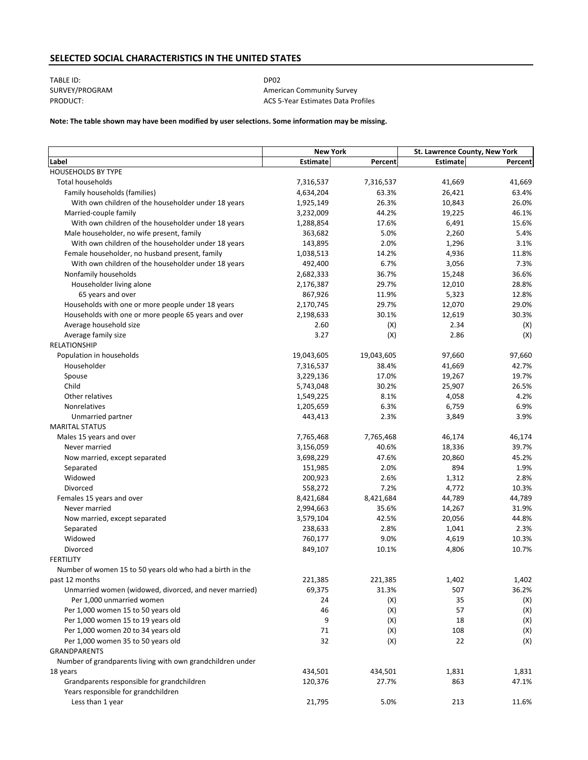## SELECTED SOCIAL CHARACTERISTICS IN THE UNITED STATES

TABLE ID: DP02
SURVEY/PROGRAM: American Community Survey
PRODUCT: ACS 5-Year Estimates Data Profiles

**Note: The table shown may have been modified by user selections. Some information may be missing.**

| | New York | | St. Lawrence County, New York | |
|---|---|---|---|---|
| **Label** | **Estimate** | **Percent** | **Estimate** | **Percent** |
| HOUSEHOLDS BY TYPE | | | | |
| Total households | 7,316,537 | 7,316,537 | 41,669 | 41,669 |
| Family households (families) | 4,634,204 | 63.3% | 26,421 | 63.4% |
| With own children of the householder under 18 years | 1,925,149 | 26.3% | 10,843 | 26.0% |
| Married-couple family | 3,232,009 | 44.2% | 19,225 | 46.1% |
| With own children of the householder under 18 years | 1,288,854 | 17.6% | 6,491 | 15.6% |
| Male householder, no wife present, family | 363,682 | 5.0% | 2,260 | 5.4% |
| With own children of the householder under 18 years | 143,895 | 2.0% | 1,296 | 3.1% |
| Female householder, no husband present, family | 1,038,513 | 14.2% | 4,936 | 11.8% |
| With own children of the householder under 18 years | 492,400 | 6.7% | 3,056 | 7.3% |
| Nonfamily households | 2,682,333 | 36.7% | 15,248 | 36.6% |
| Householder living alone | 2,176,387 | 29.7% | 12,010 | 28.8% |
| 65 years and over | 867,926 | 11.9% | 5,323 | 12.8% |
| Households with one or more people under 18 years | 2,170,745 | 29.7% | 12,070 | 29.0% |
| Households with one or more people 65 years and over | 2,198,633 | 30.1% | 12,619 | 30.3% |
| Average household size | 2.60 | (X) | 2.34 | (X) |
| Average family size | 3.27 | (X) | 2.86 | (X) |
| RELATIONSHIP | | | | |
| Population in households | 19,043,605 | 19,043,605 | 97,660 | 97,660 |
| Householder | 7,316,537 | 38.4% | 41,669 | 42.7% |
| Spouse | 3,229,136 | 17.0% | 19,267 | 19.7% |
| Child | 5,743,048 | 30.2% | 25,907 | 26.5% |
| Other relatives | 1,549,225 | 8.1% | 4,058 | 4.2% |
| Nonrelatives | 1,205,659 | 6.3% | 6,759 | 6.9% |
| Unmarried partner | 443,413 | 2.3% | 3,849 | 3.9% |
| MARITAL STATUS | | | | |
| Males 15 years and over | 7,765,468 | 7,765,468 | 46,174 | 46,174 |
| Never married | 3,156,059 | 40.6% | 18,336 | 39.7% |
| Now married, except separated | 3,698,229 | 47.6% | 20,860 | 45.2% |
| Separated | 151,985 | 2.0% | 894 | 1.9% |
| Widowed | 200,923 | 2.6% | 1,312 | 2.8% |
| Divorced | 558,272 | 7.2% | 4,772 | 10.3% |
| Females 15 years and over | 8,421,684 | 8,421,684 | 44,789 | 44,789 |
| Never married | 2,994,663 | 35.6% | 14,267 | 31.9% |
| Now married, except separated | 3,579,104 | 42.5% | 20,056 | 44.8% |
| Separated | 238,633 | 2.8% | 1,041 | 2.3% |
| Widowed | 760,177 | 9.0% | 4,619 | 10.3% |
| Divorced | 849,107 | 10.1% | 4,806 | 10.7% |
| FERTILITY | | | | |
| Number of women 15 to 50 years old who had a birth in the past 12 months | 221,385 | 221,385 | 1,402 | 1,402 |
| Unmarried women (widowed, divorced, and never married) | 69,375 | 31.3% | 507 | 36.2% |
| Per 1,000 unmarried women | 24 | (X) | 35 | (X) |
| Per 1,000 women 15 to 50 years old | 46 | (X) | 57 | (X) |
| Per 1,000 women 15 to 19 years old | 9 | (X) | 18 | (X) |
| Per 1,000 women 20 to 34 years old | 71 | (X) | 108 | (X) |
| Per 1,000 women 35 to 50 years old | 32 | (X) | 22 | (X) |
| GRANDPARENTS | | | | |
| Number of grandparents living with own grandchildren under 18 years | 434,501 | 434,501 | 1,831 | 1,831 |
| Grandparents responsible for grandchildren | 120,376 | 27.7% | 863 | 47.1% |
| Years responsible for grandchildren | | | | |
| Less than 1 year | 21,795 | 5.0% | 213 | 11.6% |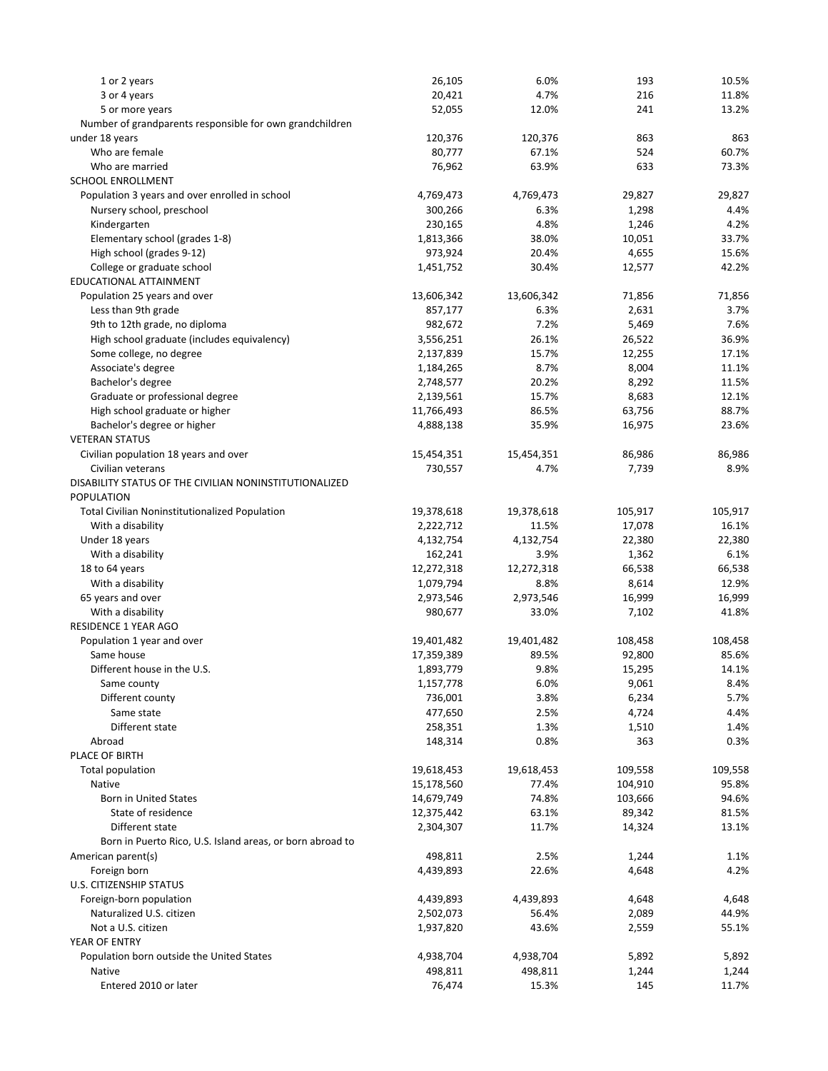| | | | | |
|---|---|---|---|---|
| 1 or 2 years | 26,105 | 6.0% | 193 | 10.5% |
| 3 or 4 years | 20,421 | 4.7% | 216 | 11.8% |
| 5 or more years | 52,055 | 12.0% | 241 | 13.2% |
| Number of grandparents responsible for own grandchildren under 18 years | 120,376 | 120,376 | 863 | 863 |
| Who are female | 80,777 | 67.1% | 524 | 60.7% |
| Who are married | 76,962 | 63.9% | 633 | 73.3% |
| SCHOOL ENROLLMENT | | | | |
| Population 3 years and over enrolled in school | 4,769,473 | 4,769,473 | 29,827 | 29,827 |
| Nursery school, preschool | 300,266 | 6.3% | 1,298 | 4.4% |
| Kindergarten | 230,165 | 4.8% | 1,246 | 4.2% |
| Elementary school (grades 1-8) | 1,813,366 | 38.0% | 10,051 | 33.7% |
| High school (grades 9-12) | 973,924 | 20.4% | 4,655 | 15.6% |
| College or graduate school | 1,451,752 | 30.4% | 12,577 | 42.2% |
| EDUCATIONAL ATTAINMENT | | | | |
| Population 25 years and over | 13,606,342 | 13,606,342 | 71,856 | 71,856 |
| Less than 9th grade | 857,177 | 6.3% | 2,631 | 3.7% |
| 9th to 12th grade, no diploma | 982,672 | 7.2% | 5,469 | 7.6% |
| High school graduate (includes equivalency) | 3,556,251 | 26.1% | 26,522 | 36.9% |
| Some college, no degree | 2,137,839 | 15.7% | 12,255 | 17.1% |
| Associate's degree | 1,184,265 | 8.7% | 8,004 | 11.1% |
| Bachelor's degree | 2,748,577 | 20.2% | 8,292 | 11.5% |
| Graduate or professional degree | 2,139,561 | 15.7% | 8,683 | 12.1% |
| High school graduate or higher | 11,766,493 | 86.5% | 63,756 | 88.7% |
| Bachelor's degree or higher | 4,888,138 | 35.9% | 16,975 | 23.6% |
| VETERAN STATUS | | | | |
| Civilian population 18 years and over | 15,454,351 | 15,454,351 | 86,986 | 86,986 |
| Civilian veterans | 730,557 | 4.7% | 7,739 | 8.9% |
| DISABILITY STATUS OF THE CIVILIAN NONINSTITUTIONALIZED POPULATION | | | | |
| Total Civilian Noninstitutionalized Population | 19,378,618 | 19,378,618 | 105,917 | 105,917 |
| With a disability | 2,222,712 | 11.5% | 17,078 | 16.1% |
| Under 18 years | 4,132,754 | 4,132,754 | 22,380 | 22,380 |
| With a disability | 162,241 | 3.9% | 1,362 | 6.1% |
| 18 to 64 years | 12,272,318 | 12,272,318 | 66,538 | 66,538 |
| With a disability | 1,079,794 | 8.8% | 8,614 | 12.9% |
| 65 years and over | 2,973,546 | 2,973,546 | 16,999 | 16,999 |
| With a disability | 980,677 | 33.0% | 7,102 | 41.8% |
| RESIDENCE 1 YEAR AGO | | | | |
| Population 1 year and over | 19,401,482 | 19,401,482 | 108,458 | 108,458 |
| Same house | 17,359,389 | 89.5% | 92,800 | 85.6% |
| Different house in the U.S. | 1,893,779 | 9.8% | 15,295 | 14.1% |
| Same county | 1,157,778 | 6.0% | 9,061 | 8.4% |
| Different county | 736,001 | 3.8% | 6,234 | 5.7% |
| Same state | 477,650 | 2.5% | 4,724 | 4.4% |
| Different state | 258,351 | 1.3% | 1,510 | 1.4% |
| Abroad | 148,314 | 0.8% | 363 | 0.3% |
| PLACE OF BIRTH | | | | |
| Total population | 19,618,453 | 19,618,453 | 109,558 | 109,558 |
| Native | 15,178,560 | 77.4% | 104,910 | 95.8% |
| Born in United States | 14,679,749 | 74.8% | 103,666 | 94.6% |
| State of residence | 12,375,442 | 63.1% | 89,342 | 81.5% |
| Different state | 2,304,307 | 11.7% | 14,324 | 13.1% |
| Born in Puerto Rico, U.S. Island areas, or born abroad to American parent(s) | 498,811 | 2.5% | 1,244 | 1.1% |
| Foreign born | 4,439,893 | 22.6% | 4,648 | 4.2% |
| U.S. CITIZENSHIP STATUS | | | | |
| Foreign-born population | 4,439,893 | 4,439,893 | 4,648 | 4,648 |
| Naturalized U.S. citizen | 2,502,073 | 56.4% | 2,089 | 44.9% |
| Not a U.S. citizen | 1,937,820 | 43.6% | 2,559 | 55.1% |
| YEAR OF ENTRY | | | | |
| Population born outside the United States | 4,938,704 | 4,938,704 | 5,892 | 5,892 |
| Native | 498,811 | 498,811 | 1,244 | 1,244 |
| Entered 2010 or later | 76,474 | 15.3% | 145 | 11.7% |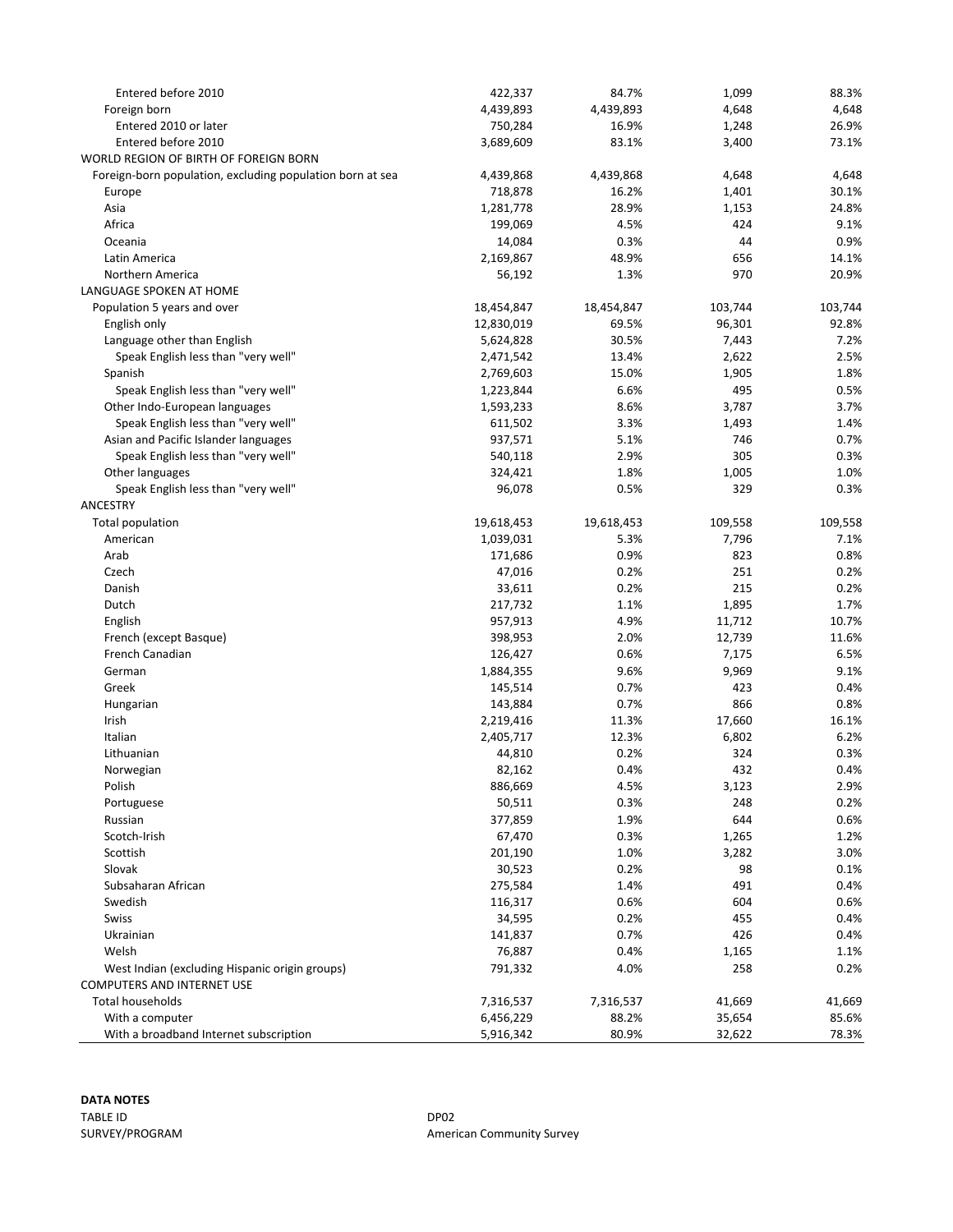| | | | | |
|---|---|---|---|---|
| Entered before 2010 | 422,337 | 84.7% | 1,099 | 88.3% |
| Foreign born | 4,439,893 | 4,439,893 | 4,648 | 4,648 |
| Entered 2010 or later | 750,284 | 16.9% | 1,248 | 26.9% |
| Entered before 2010 | 3,689,609 | 83.1% | 3,400 | 73.1% |
| WORLD REGION OF BIRTH OF FOREIGN BORN | | | | |
| Foreign-born population, excluding population born at sea | 4,439,868 | 4,439,868 | 4,648 | 4,648 |
| Europe | 718,878 | 16.2% | 1,401 | 30.1% |
| Asia | 1,281,778 | 28.9% | 1,153 | 24.8% |
| Africa | 199,069 | 4.5% | 424 | 9.1% |
| Oceania | 14,084 | 0.3% | 44 | 0.9% |
| Latin America | 2,169,867 | 48.9% | 656 | 14.1% |
| Northern America | 56,192 | 1.3% | 970 | 20.9% |
| LANGUAGE SPOKEN AT HOME | | | | |
| Population 5 years and over | 18,454,847 | 18,454,847 | 103,744 | 103,744 |
| English only | 12,830,019 | 69.5% | 96,301 | 92.8% |
| Language other than English | 5,624,828 | 30.5% | 7,443 | 7.2% |
| Speak English less than "very well" | 2,471,542 | 13.4% | 2,622 | 2.5% |
| Spanish | 2,769,603 | 15.0% | 1,905 | 1.8% |
| Speak English less than "very well" | 1,223,844 | 6.6% | 495 | 0.5% |
| Other Indo-European languages | 1,593,233 | 8.6% | 3,787 | 3.7% |
| Speak English less than "very well" | 611,502 | 3.3% | 1,493 | 1.4% |
| Asian and Pacific Islander languages | 937,571 | 5.1% | 746 | 0.7% |
| Speak English less than "very well" | 540,118 | 2.9% | 305 | 0.3% |
| Other languages | 324,421 | 1.8% | 1,005 | 1.0% |
| Speak English less than "very well" | 96,078 | 0.5% | 329 | 0.3% |
| ANCESTRY | | | | |
| Total population | 19,618,453 | 19,618,453 | 109,558 | 109,558 |
| American | 1,039,031 | 5.3% | 7,796 | 7.1% |
| Arab | 171,686 | 0.9% | 823 | 0.8% |
| Czech | 47,016 | 0.2% | 251 | 0.2% |
| Danish | 33,611 | 0.2% | 215 | 0.2% |
| Dutch | 217,732 | 1.1% | 1,895 | 1.7% |
| English | 957,913 | 4.9% | 11,712 | 10.7% |
| French (except Basque) | 398,953 | 2.0% | 12,739 | 11.6% |
| French Canadian | 126,427 | 0.6% | 7,175 | 6.5% |
| German | 1,884,355 | 9.6% | 9,969 | 9.1% |
| Greek | 145,514 | 0.7% | 423 | 0.4% |
| Hungarian | 143,884 | 0.7% | 866 | 0.8% |
| Irish | 2,219,416 | 11.3% | 17,660 | 16.1% |
| Italian | 2,405,717 | 12.3% | 6,802 | 6.2% |
| Lithuanian | 44,810 | 0.2% | 324 | 0.3% |
| Norwegian | 82,162 | 0.4% | 432 | 0.4% |
| Polish | 886,669 | 4.5% | 3,123 | 2.9% |
| Portuguese | 50,511 | 0.3% | 248 | 0.2% |
| Russian | 377,859 | 1.9% | 644 | 0.6% |
| Scotch-Irish | 67,470 | 0.3% | 1,265 | 1.2% |
| Scottish | 201,190 | 1.0% | 3,282 | 3.0% |
| Slovak | 30,523 | 0.2% | 98 | 0.1% |
| Subsaharan African | 275,584 | 1.4% | 491 | 0.4% |
| Swedish | 116,317 | 0.6% | 604 | 0.6% |
| Swiss | 34,595 | 0.2% | 455 | 0.4% |
| Ukrainian | 141,837 | 0.7% | 426 | 0.4% |
| Welsh | 76,887 | 0.4% | 1,165 | 1.1% |
| West Indian (excluding Hispanic origin groups) | 791,332 | 4.0% | 258 | 0.2% |
| COMPUTERS AND INTERNET USE | | | | |
| Total households | 7,316,537 | 7,316,537 | 41,669 | 41,669 |
| With a computer | 6,456,229 | 88.2% | 35,654 | 85.6% |
| With a broadband Internet subscription | 5,916,342 | 80.9% | 32,622 | 78.3% |

**DATA NOTES**

| | |
|---|---|
| TABLE ID | DP02 |
| SURVEY/PROGRAM | American Community Survey |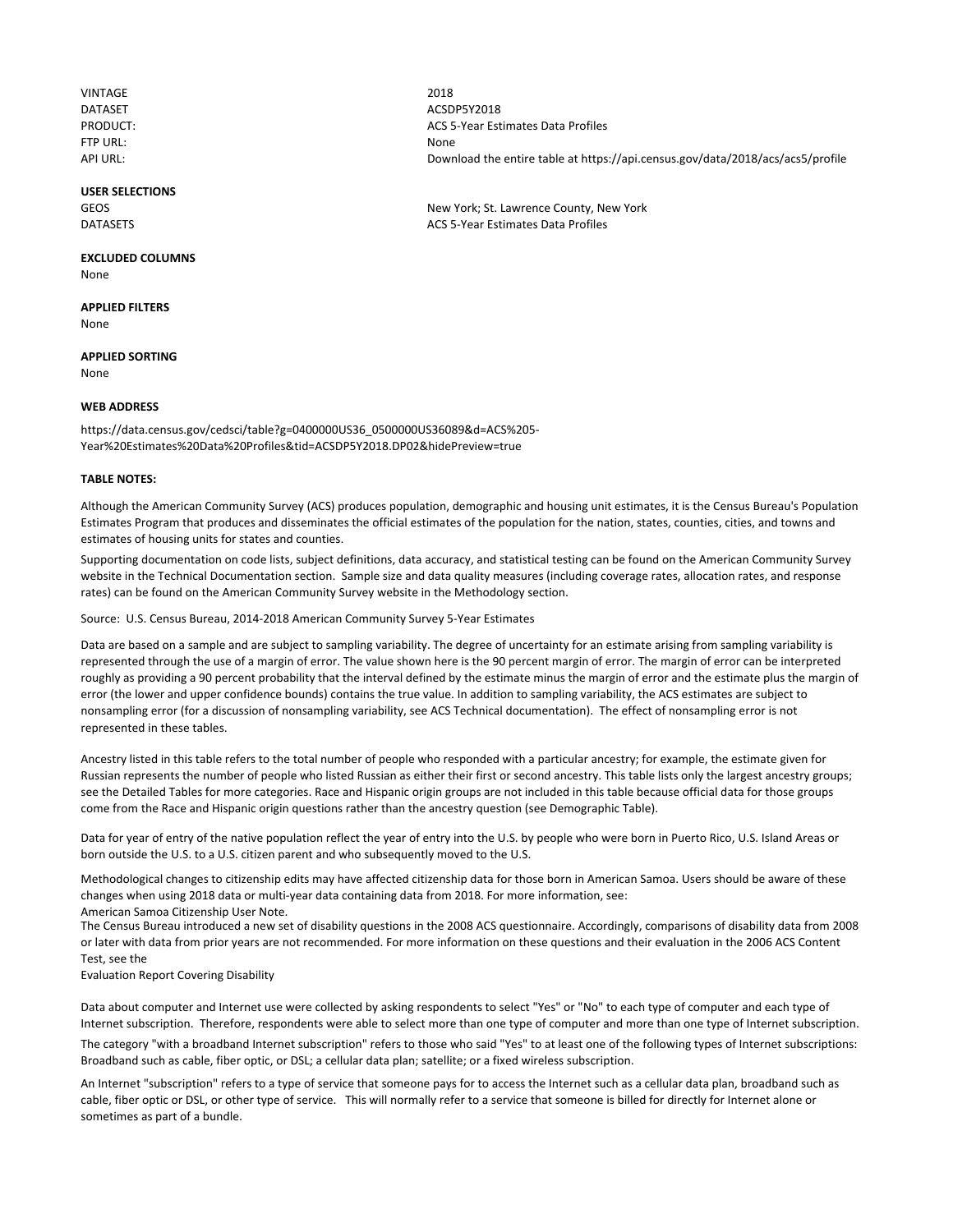| | |
|---|---|
| VINTAGE | 2018 |
| DATASET | ACSDP5Y2018 |
| PRODUCT: | ACS 5-Year Estimates Data Profiles |
| FTP URL: | None |
| API URL: | Download the entire table at https://api.census.gov/data/2018/acs/acs5/profile |

**USER SELECTIONS**

| | |
|---|---|
| GEOS | New York; St. Lawrence County, New York |
| DATASETS | ACS 5-Year Estimates Data Profiles |

**EXCLUDED COLUMNS**

None

**APPLIED FILTERS**

None

**APPLIED SORTING**

None

**WEB ADDRESS**

https://data.census.gov/cedsci/table?g=0400000US36_0500000US36089&d=ACS%205-Year%20Estimates%20Data%20Profiles&tid=ACSDP5Y2018.DP02&hidePreview=true

**TABLE NOTES:**

Although the American Community Survey (ACS) produces population, demographic and housing unit estimates, it is the Census Bureau's Population Estimates Program that produces and disseminates the official estimates of the population for the nation, states, counties, cities, and towns and estimates of housing units for states and counties.

Supporting documentation on code lists, subject definitions, data accuracy, and statistical testing can be found on the American Community Survey website in the Technical Documentation section. Sample size and data quality measures (including coverage rates, allocation rates, and response rates) can be found on the American Community Survey website in the Methodology section.

Source: U.S. Census Bureau, 2014-2018 American Community Survey 5-Year Estimates

Data are based on a sample and are subject to sampling variability. The degree of uncertainty for an estimate arising from sampling variability is represented through the use of a margin of error. The value shown here is the 90 percent margin of error. The margin of error can be interpreted roughly as providing a 90 percent probability that the interval defined by the estimate minus the margin of error and the estimate plus the margin of error (the lower and upper confidence bounds) contains the true value. In addition to sampling variability, the ACS estimates are subject to nonsampling error (for a discussion of nonsampling variability, see ACS Technical documentation). The effect of nonsampling error is not represented in these tables.

Ancestry listed in this table refers to the total number of people who responded with a particular ancestry; for example, the estimate given for Russian represents the number of people who listed Russian as either their first or second ancestry. This table lists only the largest ancestry groups; see the Detailed Tables for more categories. Race and Hispanic origin groups are not included in this table because official data for those groups come from the Race and Hispanic origin questions rather than the ancestry question (see Demographic Table).

Data for year of entry of the native population reflect the year of entry into the U.S. by people who were born in Puerto Rico, U.S. Island Areas or born outside the U.S. to a U.S. citizen parent and who subsequently moved to the U.S.

Methodological changes to citizenship edits may have affected citizenship data for those born in American Samoa. Users should be aware of these changes when using 2018 data or multi-year data containing data from 2018. For more information, see:
American Samoa Citizenship User Note.
The Census Bureau introduced a new set of disability questions in the 2008 ACS questionnaire. Accordingly, comparisons of disability data from 2008 or later with data from prior years are not recommended. For more information on these questions and their evaluation in the 2006 ACS Content Test, see the
Evaluation Report Covering Disability

Data about computer and Internet use were collected by asking respondents to select "Yes" or "No" to each type of computer and each type of Internet subscription. Therefore, respondents were able to select more than one type of computer and more than one type of Internet subscription.

The category "with a broadband Internet subscription" refers to those who said "Yes" to at least one of the following types of Internet subscriptions: Broadband such as cable, fiber optic, or DSL; a cellular data plan; satellite; or a fixed wireless subscription.

An Internet "subscription" refers to a type of service that someone pays for to access the Internet such as a cellular data plan, broadband such as cable, fiber optic or DSL, or other type of service. This will normally refer to a service that someone is billed for directly for Internet alone or sometimes as part of a bundle.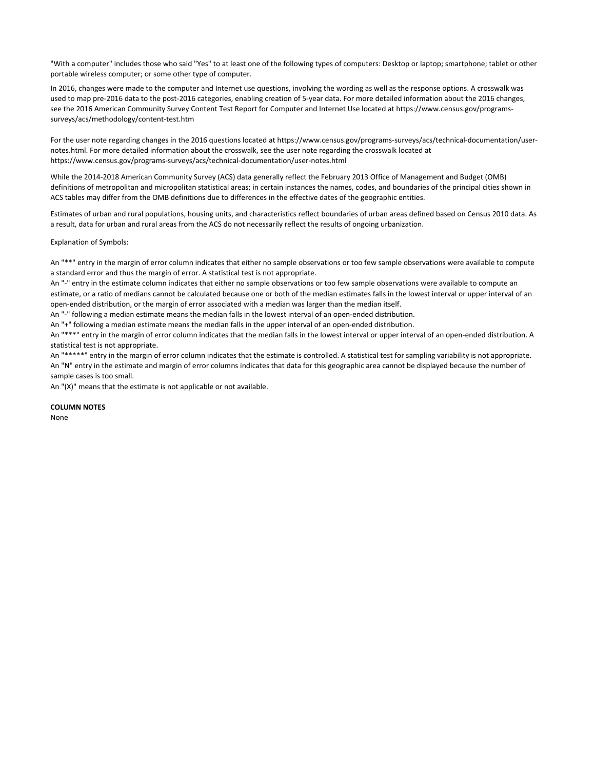"With a computer" includes those who said "Yes" to at least one of the following types of computers: Desktop or laptop; smartphone; tablet or other portable wireless computer; or some other type of computer.

In 2016, changes were made to the computer and Internet use questions, involving the wording as well as the response options. A crosswalk was used to map pre-2016 data to the post-2016 categories, enabling creation of 5-year data. For more detailed information about the 2016 changes, see the 2016 American Community Survey Content Test Report for Computer and Internet Use located at https://www.census.gov/programs-surveys/acs/methodology/content-test.htm

For the user note regarding changes in the 2016 questions located at https://www.census.gov/programs-surveys/acs/technical-documentation/user-notes.html. For more detailed information about the crosswalk, see the user note regarding the crosswalk located at https://www.census.gov/programs-surveys/acs/technical-documentation/user-notes.html

While the 2014-2018 American Community Survey (ACS) data generally reflect the February 2013 Office of Management and Budget (OMB) definitions of metropolitan and micropolitan statistical areas; in certain instances the names, codes, and boundaries of the principal cities shown in ACS tables may differ from the OMB definitions due to differences in the effective dates of the geographic entities.

Estimates of urban and rural populations, housing units, and characteristics reflect boundaries of urban areas defined based on Census 2010 data. As a result, data for urban and rural areas from the ACS do not necessarily reflect the results of ongoing urbanization.

Explanation of Symbols:

An "**" entry in the margin of error column indicates that either no sample observations or too few sample observations were available to compute a standard error and thus the margin of error. A statistical test is not appropriate.
An "-" entry in the estimate column indicates that either no sample observations or too few sample observations were available to compute an estimate, or a ratio of medians cannot be calculated because one or both of the median estimates falls in the lowest interval or upper interval of an open-ended distribution, or the margin of error associated with a median was larger than the median itself.
An "-" following a median estimate means the median falls in the lowest interval of an open-ended distribution.
An "+" following a median estimate means the median falls in the upper interval of an open-ended distribution.
An "***" entry in the margin of error column indicates that the median falls in the lowest interval or upper interval of an open-ended distribution. A statistical test is not appropriate.
An "*****" entry in the margin of error column indicates that the estimate is controlled. A statistical test for sampling variability is not appropriate.
An "N" entry in the estimate and margin of error columns indicates that data for this geographic area cannot be displayed because the number of sample cases is too small.
An "(X)" means that the estimate is not applicable or not available.

**COLUMN NOTES**

None